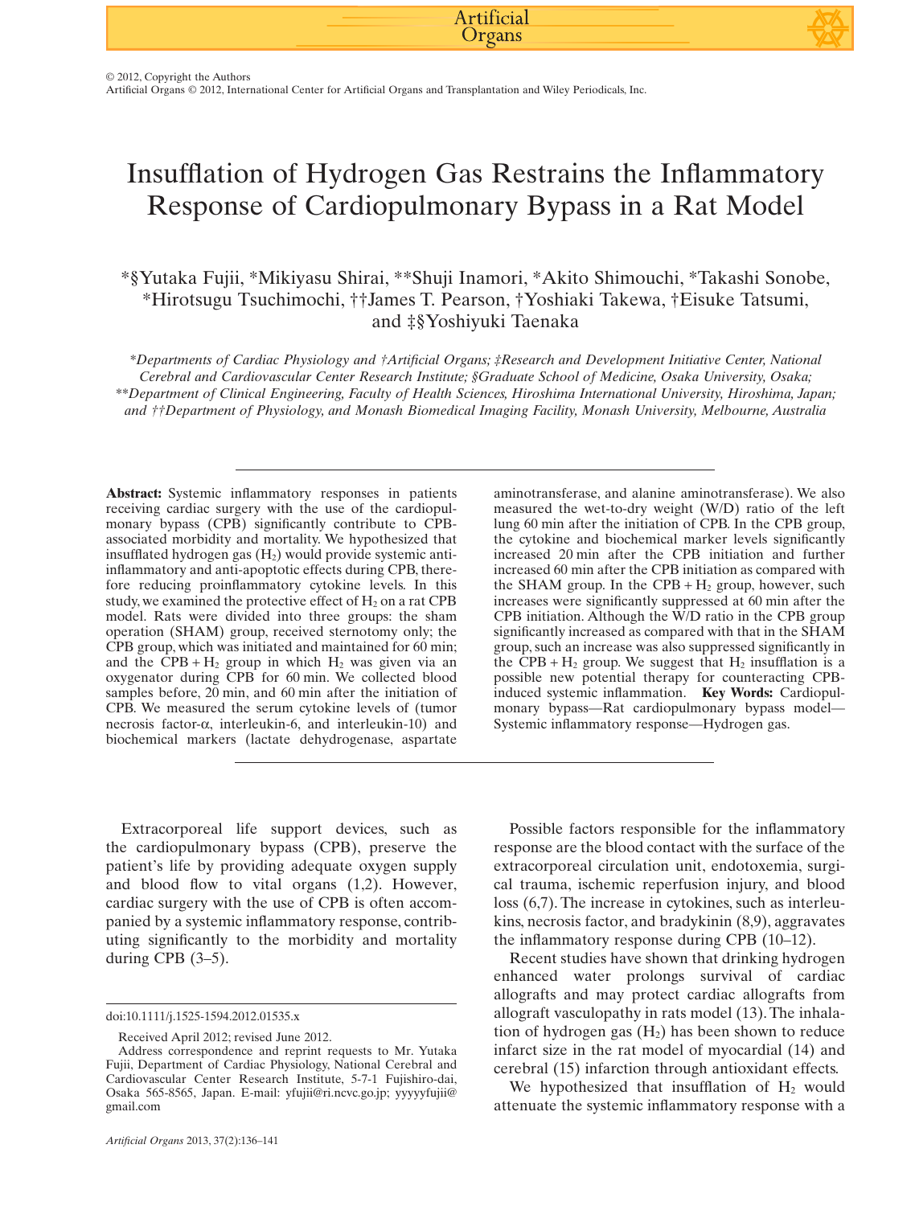© 2012, Copyright the Authors
Artificial Organs © 2012, International Center for Artificial Organs and Transplantation and Wiley Periodicals, Inc.

# Insufflation of Hydrogen Gas Restrains the Inflammatory Response of Cardiopulmonary Bypass in a Rat Model

*§Yutaka Fujii, *Mikiyasu Shirai, **Shuji Inamori, *Akito Shimouchi, *Takashi Sonobe, *Hirotsugu Tsuchimochi, ††James T. Pearson, †Yoshiaki Takewa, †Eisuke Tatsumi, and ‡§Yoshiyuki Taenaka

*\*Departments of Cardiac Physiology and †Artificial Organs; ‡Research and Development Initiative Center, National Cerebral and Cardiovascular Center Research Institute; §Graduate School of Medicine, Osaka University, Osaka; \*\*Department of Clinical Engineering, Faculty of Health Sciences, Hiroshima International University, Hiroshima, Japan; and ††Department of Physiology, and Monash Biomedical Imaging Facility, Monash University, Melbourne, Australia*

**Abstract:** Systemic inflammatory responses in patients receiving cardiac surgery with the use of the cardiopulmonary bypass (CPB) significantly contribute to CPB-associated morbidity and mortality. We hypothesized that insufflated hydrogen gas ($H_2$) would provide systemic anti-inflammatory and anti-apoptotic effects during CPB, therefore reducing proinflammatory cytokine levels. In this study, we examined the protective effect of $H_2$ on a rat CPB model. Rats were divided into three groups: the sham operation (SHAM) group, received sternotomy only; the CPB group, which was initiated and maintained for 60 min; and the CPB + $H_2$ group in which $H_2$ was given via an oxygenator during CPB for 60 min. We collected blood samples before, 20 min, and 60 min after the initiation of CPB. We measured the serum cytokine levels of (tumor necrosis factor-α, interleukin-6, and interleukin-10) and biochemical markers (lactate dehydrogenase, aspartate aminotransferase, and alanine aminotransferase). We also measured the wet-to-dry weight (W/D) ratio of the left lung 60 min after the initiation of CPB. In the CPB group, the cytokine and biochemical marker levels significantly increased 20 min after the CPB initiation and further increased 60 min after the CPB initiation as compared with the SHAM group. In the CPB + $H_2$ group, however, such increases were significantly suppressed at 60 min after the CPB initiation. Although the W/D ratio in the CPB group significantly increased as compared with that in the SHAM group, such an increase was also suppressed significantly in the CPB + $H_2$ group. We suggest that $H_2$ insufflation is a possible new potential therapy for counteracting CPB-induced systemic inflammation. **Key Words:** Cardiopulmonary bypass—Rat cardiopulmonary bypass model—Systemic inflammatory response—Hydrogen gas.

Extracorporeal life support devices, such as the cardiopulmonary bypass (CPB), preserve the patient's life by providing adequate oxygen supply and blood flow to vital organs (1,2). However, cardiac surgery with the use of CPB is often accompanied by a systemic inflammatory response, contributing significantly to the morbidity and mortality during CPB (3–5).

Possible factors responsible for the inflammatory response are the blood contact with the surface of the extracorporeal circulation unit, endotoxemia, surgical trauma, ischemic reperfusion injury, and blood loss (6,7). The increase in cytokines, such as interleukins, necrosis factor, and bradykinin (8,9), aggravates the inflammatory response during CPB (10–12).

Recent studies have shown that drinking hydrogen enhanced water prolongs survival of cardiac allografts and may protect cardiac allografts from allograft vasculopathy in rats model (13). The inhalation of hydrogen gas ($H_2$) has been shown to reduce infarct size in the rat model of myocardial (14) and cerebral (15) infarction through antioxidant effects.

We hypothesized that insufflation of $H_2$ would attenuate the systemic inflammatory response with a

doi:10.1111/j.1525-1594.2012.01535.x

Received April 2012; revised June 2012.

Address correspondence and reprint requests to Mr. Yutaka Fujii, Department of Cardiac Physiology, National Cerebral and Cardiovascular Center Research Institute, 5-7-1 Fujishiro-dai, Osaka 565-8565, Japan. E-mail: yfujii@ri.ncvc.go.jp; yyyyyfujii@gmail.com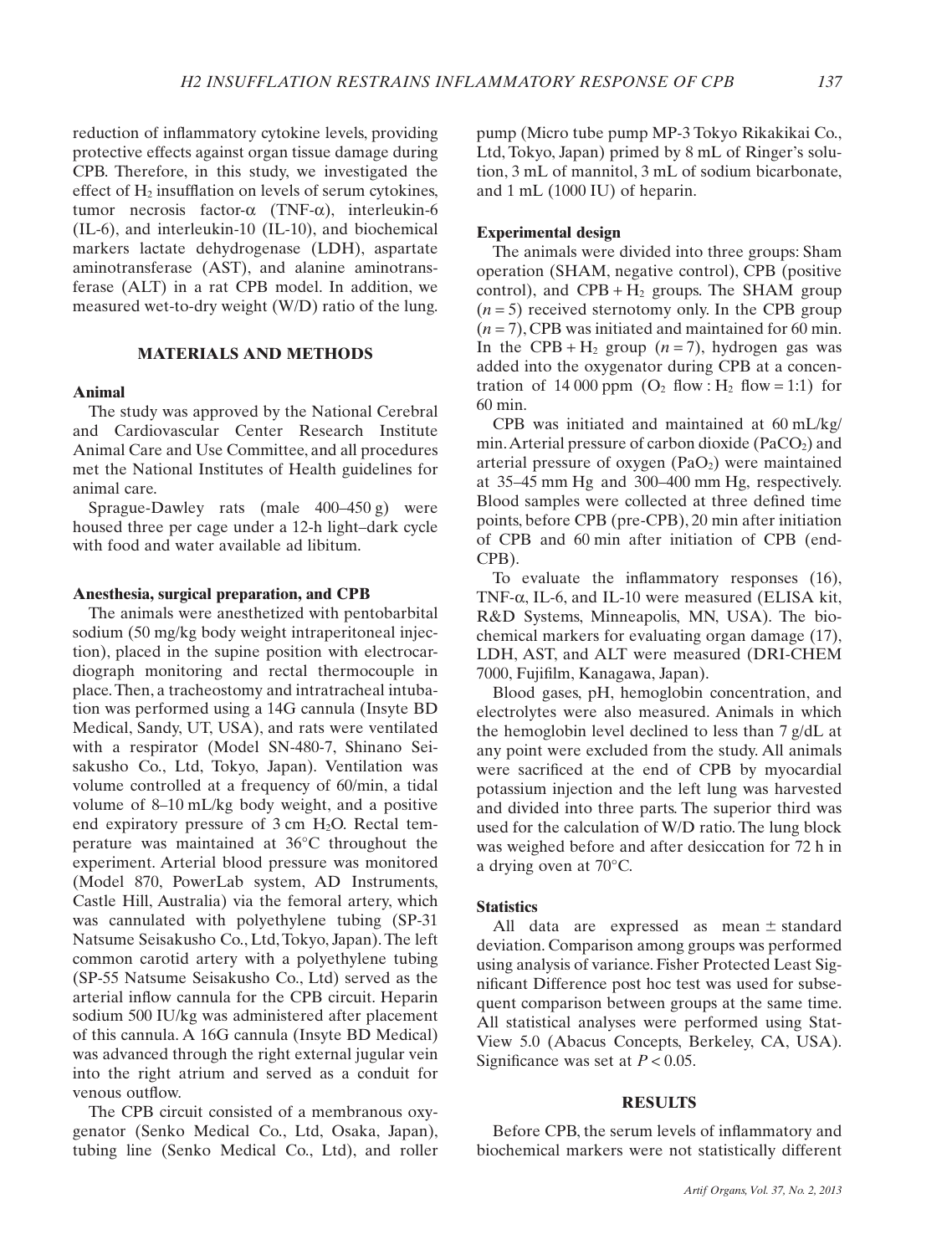reduction of inflammatory cytokine levels, providing protective effects against organ tissue damage during CPB. Therefore, in this study, we investigated the effect of $H_2$ insufflation on levels of serum cytokines, tumor necrosis factor-α (TNF-α), interleukin-6 (IL-6), and interleukin-10 (IL-10), and biochemical markers lactate dehydrogenase (LDH), aspartate aminotransferase (AST), and alanine aminotransferase (ALT) in a rat CPB model. In addition, we measured wet-to-dry weight (W/D) ratio of the lung.

## MATERIALS AND METHODS

### Animal

The study was approved by the National Cerebral and Cardiovascular Center Research Institute Animal Care and Use Committee, and all procedures met the National Institutes of Health guidelines for animal care.

Sprague-Dawley rats (male 400–450 g) were housed three per cage under a 12-h light–dark cycle with food and water available ad libitum.

### Anesthesia, surgical preparation, and CPB

The animals were anesthetized with pentobarbital sodium (50 mg/kg body weight intraperitoneal injection), placed in the supine position with electrocardiograph monitoring and rectal thermocouple in place. Then, a tracheostomy and intratracheal intubation was performed using a 14G cannula (Insyte BD Medical, Sandy, UT, USA), and rats were ventilated with a respirator (Model SN-480-7, Shinano Seisakusho Co., Ltd, Tokyo, Japan). Ventilation was volume controlled at a frequency of 60/min, a tidal volume of 8–10 mL/kg body weight, and a positive end expiratory pressure of 3 cm $H_2O$. Rectal temperature was maintained at 36°C throughout the experiment. Arterial blood pressure was monitored (Model 870, PowerLab system, AD Instruments, Castle Hill, Australia) via the femoral artery, which was cannulated with polyethylene tubing (SP-31 Natsume Seisakusho Co., Ltd, Tokyo, Japan). The left common carotid artery with a polyethylene tubing (SP-55 Natsume Seisakusho Co., Ltd) served as the arterial inflow cannula for the CPB circuit. Heparin sodium 500 IU/kg was administered after placement of this cannula. A 16G cannula (Insyte BD Medical) was advanced through the right external jugular vein into the right atrium and served as a conduit for venous outflow.

The CPB circuit consisted of a membranous oxygenator (Senko Medical Co., Ltd, Osaka, Japan), tubing line (Senko Medical Co., Ltd), and roller pump (Micro tube pump MP-3 Tokyo Rikakikai Co., Ltd, Tokyo, Japan) primed by 8 mL of Ringer's solution, 3 mL of mannitol, 3 mL of sodium bicarbonate, and 1 mL (1000 IU) of heparin.

### Experimental design

The animals were divided into three groups: Sham operation (SHAM, negative control), CPB (positive control), and CPB + $H_2$ groups. The SHAM group ($n = 5$) received sternotomy only. In the CPB group ($n = 7$), CPB was initiated and maintained for 60 min. In the CPB + $H_2$ group ($n = 7$), hydrogen gas was added into the oxygenator during CPB at a concentration of 14 000 ppm ($O_2$ flow : $H_2$ flow = 1:1) for 60 min.

CPB was initiated and maintained at 60 mL/kg/min. Arterial pressure of carbon dioxide ($PaCO_2$) and arterial pressure of oxygen ($PaO_2$) were maintained at 35–45 mm Hg and 300–400 mm Hg, respectively. Blood samples were collected at three defined time points, before CPB (pre-CPB), 20 min after initiation of CPB and 60 min after initiation of CPB (end-CPB).

To evaluate the inflammatory responses (16), TNF-α, IL-6, and IL-10 were measured (ELISA kit, R&D Systems, Minneapolis, MN, USA). The biochemical markers for evaluating organ damage (17), LDH, AST, and ALT were measured (DRI-CHEM 7000, Fujifilm, Kanagawa, Japan).

Blood gases, pH, hemoglobin concentration, and electrolytes were also measured. Animals in which the hemoglobin level declined to less than 7 g/dL at any point were excluded from the study. All animals were sacrificed at the end of CPB by myocardial potassium injection and the left lung was harvested and divided into three parts. The superior third was used for the calculation of W/D ratio. The lung block was weighed before and after desiccation for 72 h in a drying oven at 70°C.

### Statistics

All data are expressed as mean ± standard deviation. Comparison among groups was performed using analysis of variance. Fisher Protected Least Significant Difference post hoc test was used for subsequent comparison between groups at the same time. All statistical analyses were performed using StatView 5.0 (Abacus Concepts, Berkeley, CA, USA). Significance was set at $P < 0.05$.

## RESULTS

Before CPB, the serum levels of inflammatory and biochemical markers were not statistically different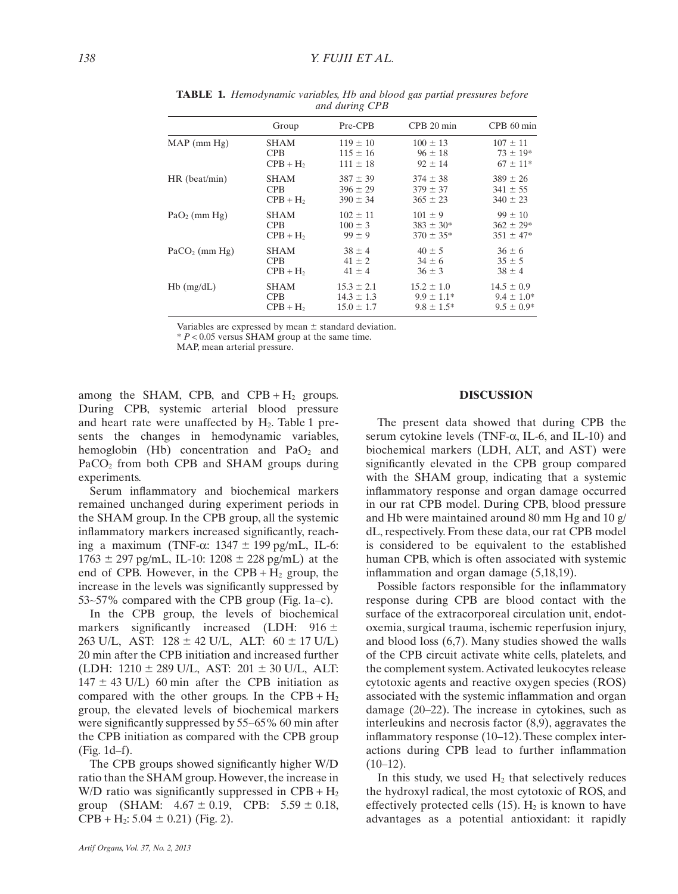**TABLE 1.** *Hemodynamic variables, Hb and blood gas partial pressures before and during CPB*

| | Group | Pre-CPB | CPB 20 min | CPB 60 min |
|---|---|---|---|---|
| MAP (mm Hg) | SHAM | 119 ± 10 | 100 ± 13 | 107 ± 11 |
| | CPB | 115 ± 16 | 96 ± 18 | 73 ± 19* |
| | CPB + $H_2$ | 111 ± 18 | 92 ± 14 | 67 ± 11* |
| HR (beat/min) | SHAM | 387 ± 39 | 374 ± 38 | 389 ± 26 |
| | CPB | 396 ± 29 | 379 ± 37 | 341 ± 55 |
| | CPB + $H_2$ | 390 ± 34 | 365 ± 23 | 340 ± 23 |
| $PaO_2$ (mm Hg) | SHAM | 102 ± 11 | 101 ± 9 | 99 ± 10 |
| | CPB | 100 ± 3 | 383 ± 30* | 362 ± 29* |
| | CPB + $H_2$ | 99 ± 9 | 370 ± 35* | 351 ± 47* |
| $PaCO_2$ (mm Hg) | SHAM | 38 ± 4 | 40 ± 5 | 36 ± 6 |
| | CPB | 41 ± 2 | 34 ± 6 | 35 ± 5 |
| | CPB + $H_2$ | 41 ± 4 | 36 ± 3 | 38 ± 4 |
| Hb (mg/dL) | SHAM | 15.3 ± 2.1 | 15.2 ± 1.0 | 14.5 ± 0.9 |
| | CPB | 14.3 ± 1.3 | 9.9 ± 1.1* | 9.4 ± 1.0* |
| | CPB + $H_2$ | 15.0 ± 1.7 | 9.8 ± 1.5* | 9.5 ± 0.9* |

Variables are expressed by mean ± standard deviation.
* $P < 0.05$ versus SHAM group at the same time.
MAP, mean arterial pressure.

among the SHAM, CPB, and CPB + $H_2$ groups. During CPB, systemic arterial blood pressure and heart rate were unaffected by $H_2$. Table 1 presents the changes in hemodynamic variables, hemoglobin (Hb) concentration and $PaO_2$ and $PaCO_2$ from both CPB and SHAM groups during experiments.

Serum inflammatory and biochemical markers remained unchanged during experiment periods in the SHAM group. In the CPB group, all the systemic inflammatory markers increased significantly, reaching a maximum (TNF-α: 1347 ± 199 pg/mL, IL-6: 1763 ± 297 pg/mL, IL-10: 1208 ± 228 pg/mL) at the end of CPB. However, in the CPB + $H_2$ group, the increase in the levels was significantly suppressed by 53~57% compared with the CPB group (Fig. 1a–c).

In the CPB group, the levels of biochemical markers significantly increased (LDH: 916 ± 263 U/L, AST: 128 ± 42 U/L, ALT: 60 ± 17 U/L) 20 min after the CPB initiation and increased further (LDH: 1210 ± 289 U/L, AST: 201 ± 30 U/L, ALT: 147 ± 43 U/L) 60 min after the CPB initiation as compared with the other groups. In the CPB + $H_2$ group, the elevated levels of biochemical markers were significantly suppressed by 55~65% 60 min after the CPB initiation as compared with the CPB group (Fig. 1d–f).

The CPB groups showed significantly higher W/D ratio than the SHAM group. However, the increase in W/D ratio was significantly suppressed in CPB + $H_2$ group (SHAM: 4.67 ± 0.19, CPB: 5.59 ± 0.18, CPB + $H_2$: 5.04 ± 0.21) (Fig. 2).

## DISCUSSION

The present data showed that during CPB the serum cytokine levels (TNF-α, IL-6, and IL-10) and biochemical markers (LDH, ALT, and AST) were significantly elevated in the CPB group compared with the SHAM group, indicating that a systemic inflammatory response and organ damage occurred in our rat CPB model. During CPB, blood pressure and Hb were maintained around 80 mm Hg and 10 g/dL, respectively. From these data, our rat CPB model is considered to be equivalent to the established human CPB, which is often associated with systemic inflammation and organ damage (5,18,19).

Possible factors responsible for the inflammatory response during CPB are blood contact with the surface of the extracorporeal circulation unit, endotoxemia, surgical trauma, ischemic reperfusion injury, and blood loss (6,7). Many studies showed the walls of the CPB circuit activate white cells, platelets, and the complement system. Activated leukocytes release cytotoxic agents and reactive oxygen species (ROS) associated with the systemic inflammation and organ damage (20–22). The increase in cytokines, such as interleukins and necrosis factor (8,9), aggravates the inflammatory response (10–12). These complex interactions during CPB lead to further inflammation (10–12).

In this study, we used $H_2$ that selectively reduces the hydroxyl radical, the most cytotoxic of ROS, and effectively protected cells (15). $H_2$ is known to have advantages as a potential antioxidant: it rapidly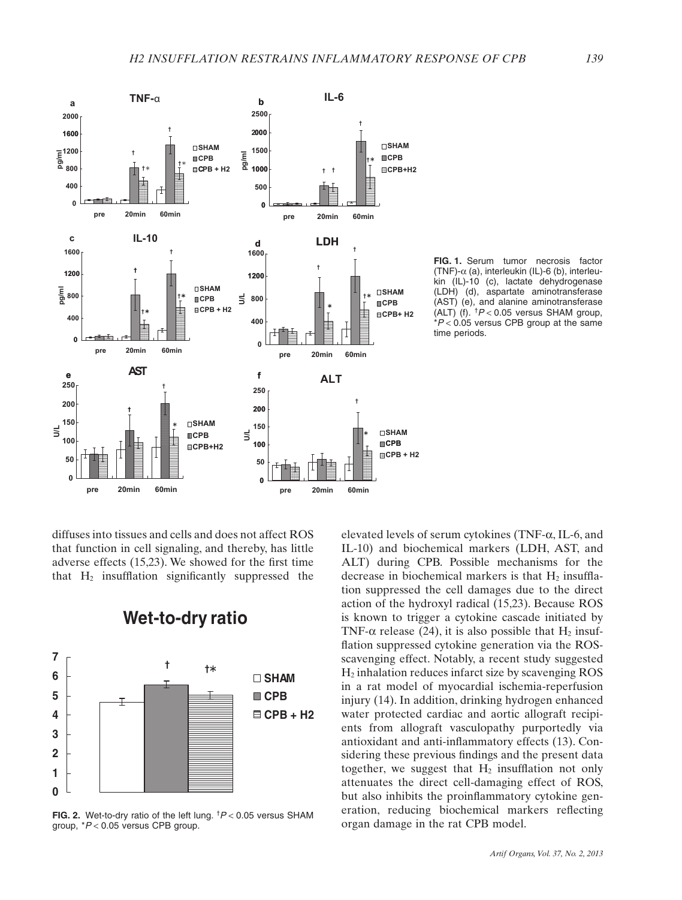a
TNF-α
2000
1600
pg/ml 1200
800
400
0
pre
20min
60min
□SHAM
■CPB
▤CPB + H2
†
†
†*
†*

b
IL-6
2500
2000
pg/ml 1500
1000
500
0
pre
20min
60min
□SHAM
■CPB
▤CPB+H2
† †
†
†*

c
IL-10
1600
1200
pg/ml 800
400
0
pre
20min
60min
□SHAM
■CPB
▤CPB + H2
†
†
†*
†*

d
LDH
1600
1200
U/L 800
400
0
pre
20min
60min
□SHAM
■CPB
▤CPB+ H2
†
†
*
†*

e
AST
250
200
U/L 150
100
50
0
pre
20min
60min
□SHAM
■CPB
▤CPB+H2
†
†
*

f
ALT
250
200
U/L 150
100
50
0
pre
20min
60min
□SHAM
■CPB
▤CPB + H2
†
*

**FIG. 1.** Serum tumor necrosis factor (TNF)-α (a), interleukin (IL)-6 (b), interleukin (IL)-10 (c), lactate dehydrogenase (LDH) (d), aspartate aminotransferase (AST) (e), and alanine aminotransferase (ALT) (f). †$P < 0.05$ versus SHAM group, *$P < 0.05$ versus CPB group at the same time periods.

diffuses into tissues and cells and does not affect ROS that function in cell signaling, and thereby, has little adverse effects (15,23). We showed for the first time that $H_2$ insufflation significantly suppressed the elevated levels of serum cytokines (TNF-α, IL-6, and IL-10) and biochemical markers (LDH, AST, and ALT) during CPB. Possible mechanisms for the decrease in biochemical markers is that $H_2$ insufflation suppressed the cell damages due to the direct action of the hydroxyl radical (15,23). Because ROS is known to trigger a cytokine cascade initiated by TNF-α release (24), it is also possible that $H_2$ insufflation suppressed cytokine generation via the ROS-scavenging effect. Notably, a recent study suggested $H_2$ inhalation reduces infarct size by scavenging ROS in a rat model of myocardial ischemia-reperfusion injury (14). In addition, drinking hydrogen enhanced water protected cardiac and aortic allograft recipients from allograft vasculopathy purportedly via antioxidant and anti-inflammatory effects (13). Considering these previous findings and the present data together, we suggest that $H_2$ insufflation not only attenuates the direct cell-damaging effect of ROS, but also inhibits the proinflammatory cytokine generation, reducing biochemical markers reflecting organ damage in the rat CPB model.

Wet-to-dry ratio
7
6
5
4
3
2
1
0
□ SHAM
■ CPB
▤ CPB + H2
†
†*

**FIG. 2.** Wet-to-dry ratio of the left lung. †$P < 0.05$ versus SHAM group, *$P < 0.05$ versus CPB group.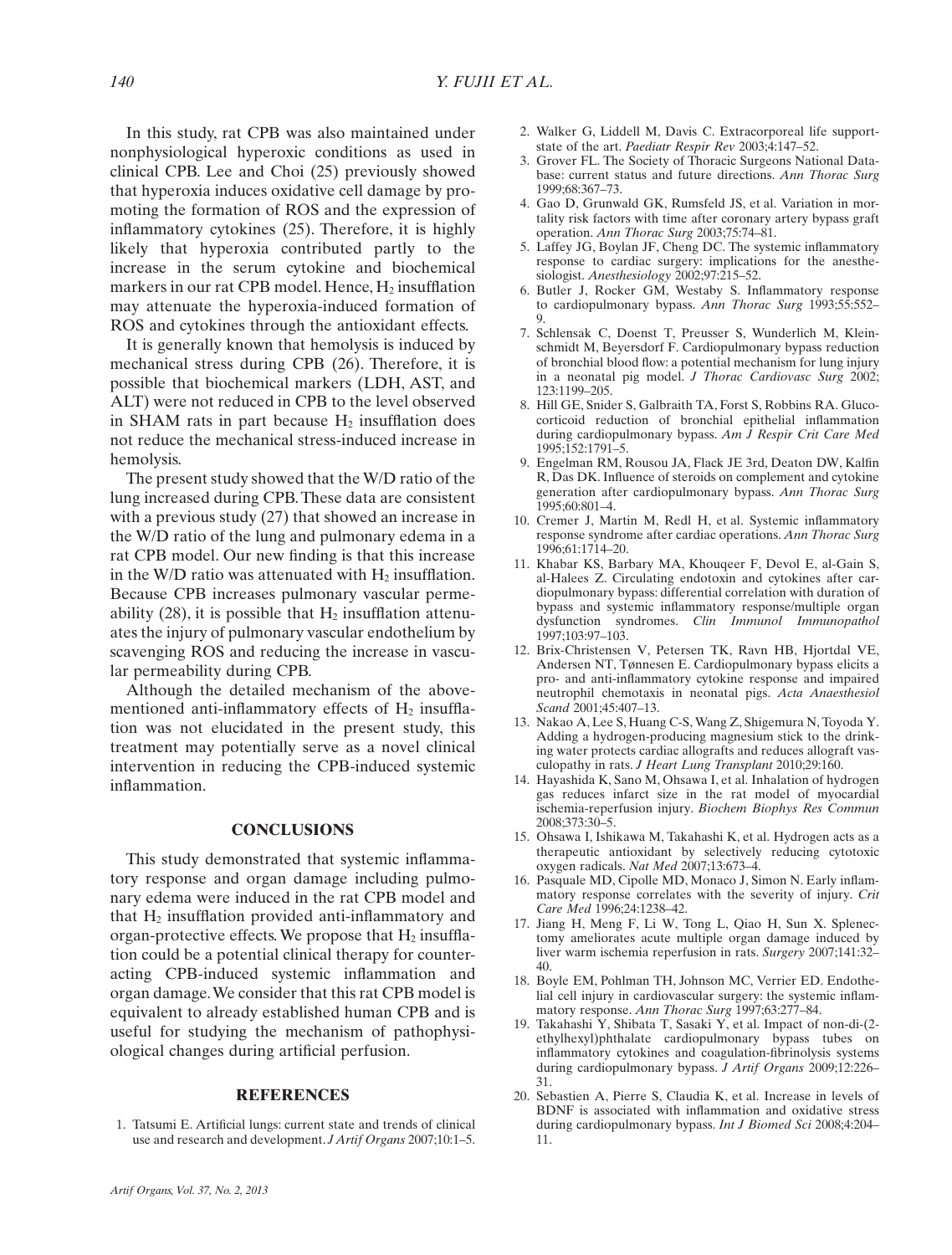In this study, rat CPB was also maintained under nonphysiological hyperoxic conditions as used in clinical CPB. Lee and Choi (25) previously showed that hyperoxia induces oxidative cell damage by promoting the formation of ROS and the expression of inflammatory cytokines (25). Therefore, it is highly likely that hyperoxia contributed partly to the increase in the serum cytokine and biochemical markers in our rat CPB model. Hence, $H_2$ insufflation may attenuate the hyperoxia-induced formation of ROS and cytokines through the antioxidant effects.

It is generally known that hemolysis is induced by mechanical stress during CPB (26). Therefore, it is possible that biochemical markers (LDH, AST, and ALT) were not reduced in CPB to the level observed in SHAM rats in part because $H_2$ insufflation does not reduce the mechanical stress-induced increase in hemolysis.

The present study showed that the W/D ratio of the lung increased during CPB. These data are consistent with a previous study (27) that showed an increase in the W/D ratio of the lung and pulmonary edema in a rat CPB model. Our new finding is that this increase in the W/D ratio was attenuated with $H_2$ insufflation. Because CPB increases pulmonary vascular permeability (28), it is possible that $H_2$ insufflation attenuates the injury of pulmonary vascular endothelium by scavenging ROS and reducing the increase in vascular permeability during CPB.

Although the detailed mechanism of the above-mentioned anti-inflammatory effects of $H_2$ insufflation was not elucidated in the present study, this treatment may potentially serve as a novel clinical intervention in reducing the CPB-induced systemic inflammation.

## CONCLUSIONS

This study demonstrated that systemic inflammatory response and organ damage including pulmonary edema were induced in the rat CPB model and that $H_2$ insufflation provided anti-inflammatory and organ-protective effects. We propose that $H_2$ insufflation could be a potential clinical therapy for counteracting CPB-induced systemic inflammation and organ damage. We consider that this rat CPB model is equivalent to already established human CPB and is useful for studying the mechanism of pathophysiological changes during artificial perfusion.

## REFERENCES

1. Tatsumi E. Artificial lungs: current state and trends of clinical use and research and development. *J Artif Organs* 2007;10:1–5.
2. Walker G, Liddell M, Davis C. Extracorporeal life support-state of the art. *Paediatr Respir Rev* 2003;4:147–52.
3. Grover FL. The Society of Thoracic Surgeons National Database: current status and future directions. *Ann Thorac Surg* 1999;68:367–73.
4. Gao D, Grunwald GK, Rumsfeld JS, et al. Variation in mortality risk factors with time after coronary artery bypass graft operation. *Ann Thorac Surg* 2003;75:74–81.
5. Laffey JG, Boylan JF, Cheng DC. The systemic inflammatory response to cardiac surgery: implications for the anesthesiologist. *Anesthesiology* 2002;97:215–52.
6. Butler J, Rocker GM, Westaby S. Inflammatory response to cardiopulmonary bypass. *Ann Thorac Surg* 1993;55:552–9.
7. Schlensak C, Doenst T, Preusser S, Wunderlich M, Kleinschmidt M, Beyersdorf F. Cardiopulmonary bypass reduction of bronchial blood flow: a potential mechanism for lung injury in a neonatal pig model. *J Thorac Cardiovasc Surg* 2002; 123:1199–205.
8. Hill GE, Snider S, Galbraith TA, Forst S, Robbins RA. Glucocorticoid reduction of bronchial epithelial inflammation during cardiopulmonary bypass. *Am J Respir Crit Care Med* 1995;152:1791–5.
9. Engelman RM, Rousou JA, Flack JE 3rd, Deaton DW, Kalfin R, Das DK. Influence of steroids on complement and cytokine generation after cardiopulmonary bypass. *Ann Thorac Surg* 1995;60:801–4.
10. Cremer J, Martin M, Redl H, et al. Systemic inflammatory response syndrome after cardiac operations. *Ann Thorac Surg* 1996;61:1714–20.
11. Khabar KS, Barbary MA, Khouqeer F, Devol E, al-Gain S, al-Halees Z. Circulating endotoxin and cytokines after cardiopulmonary bypass: differential correlation with duration of bypass and systemic inflammatory response/multiple organ dysfunction syndromes. *Clin Immunol Immunopathol* 1997;103:97–103.
12. Brix-Christensen V, Petersen TK, Ravn HB, Hjortdal VE, Andersen NT, Tønnesen E. Cardiopulmonary bypass elicits a pro- and anti-inflammatory cytokine response and impaired neutrophil chemotaxis in neonatal pigs. *Acta Anaesthesiol Scand* 2001;45:407–13.
13. Nakao A, Lee S, Huang C-S, Wang Z, Shigemura N, Toyoda Y. Adding a hydrogen-producing magnesium stick to the drinking water protects cardiac allografts and reduces allograft vasculopathy in rats. *J Heart Lung Transplant* 2010;29:160.
14. Hayashida K, Sano M, Ohsawa I, et al. Inhalation of hydrogen gas reduces infarct size in the rat model of myocardial ischemia-reperfusion injury. *Biochem Biophys Res Commun* 2008;373:30–5.
15. Ohsawa I, Ishikawa M, Takahashi K, et al. Hydrogen acts as a therapeutic antioxidant by selectively reducing cytotoxic oxygen radicals. *Nat Med* 2007;13:673–4.
16. Pasquale MD, Cipolle MD, Monaco J, Simon N. Early inflammatory response correlates with the severity of injury. *Crit Care Med* 1996;24:1238–42.
17. Jiang H, Meng F, Li W, Tong L, Qiao H, Sun X. Splenectomy ameliorates acute multiple organ damage induced by liver warm ischemia reperfusion in rats. *Surgery* 2007;141:32–40.
18. Boyle EM, Pohlman TH, Johnson MC, Verrier ED. Endothelial cell injury in cardiovascular surgery: the systemic inflammatory response. *Ann Thorac Surg* 1997;63:277–84.
19. Takahashi Y, Shibata T, Sasaki Y, et al. Impact of non-di-(2-ethylhexyl)phthalate cardiopulmonary bypass tubes on inflammatory cytokines and coagulation-fibrinolysis systems during cardiopulmonary bypass. *J Artif Organs* 2009;12:226–31.
20. Sebastien A, Pierre S, Claudia K, et al. Increase in levels of BDNF is associated with inflammation and oxidative stress during cardiopulmonary bypass. *Int J Biomed Sci* 2008;4:204–11.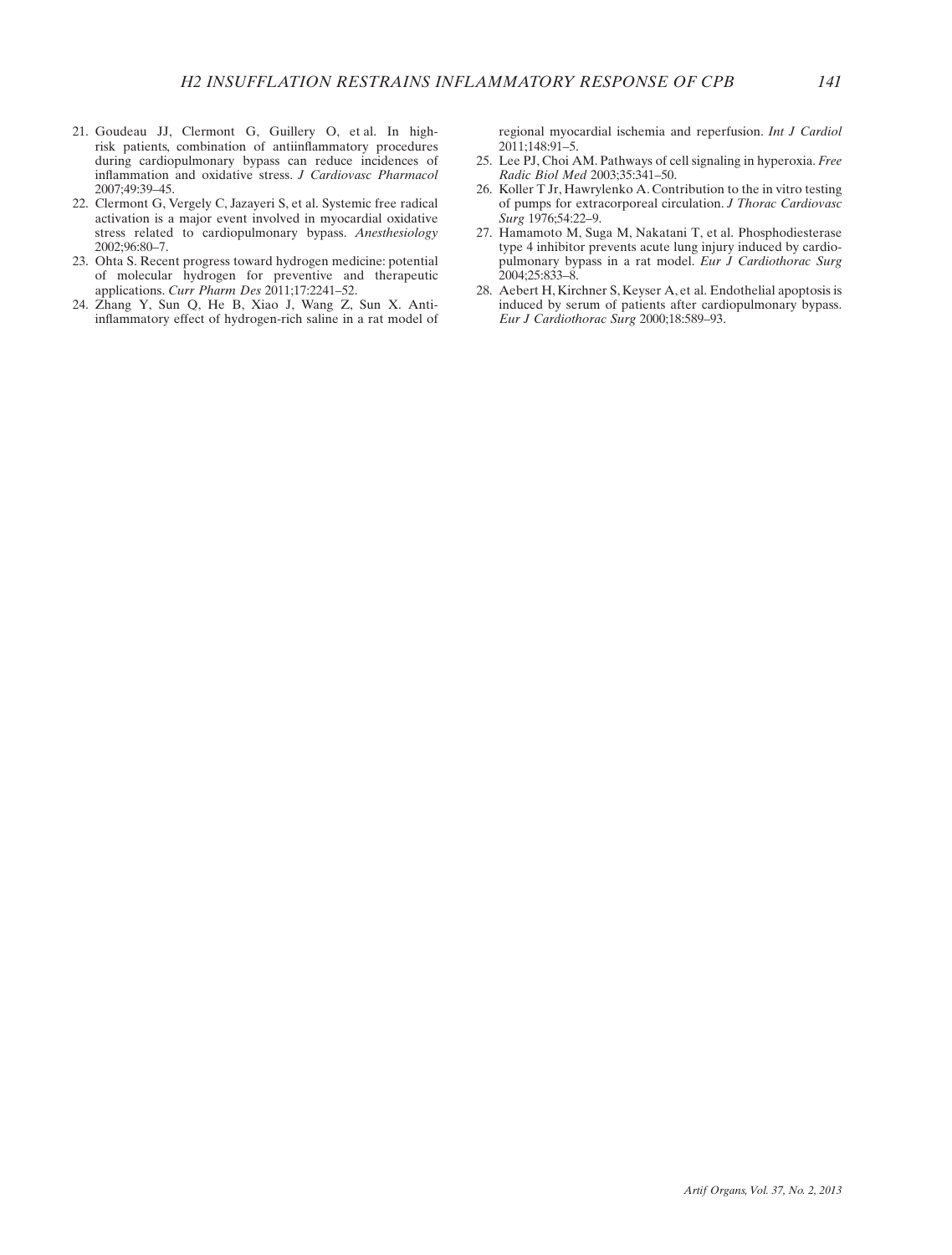21. Goudeau JJ, Clermont G, Guillery O, et al. In high-risk patients, combination of antiinflammatory procedures during cardiopulmonary bypass can reduce incidences of inflammation and oxidative stress. *J Cardiovasc Pharmacol* 2007;49:39–45.
22. Clermont G, Vergely C, Jazayeri S, et al. Systemic free radical activation is a major event involved in myocardial oxidative stress related to cardiopulmonary bypass. *Anesthesiology* 2002;96:80–7.
23. Ohta S. Recent progress toward hydrogen medicine: potential of molecular hydrogen for preventive and therapeutic applications. *Curr Pharm Des* 2011;17:2241–52.
24. Zhang Y, Sun Q, He B, Xiao J, Wang Z, Sun X. Anti-inflammatory effect of hydrogen-rich saline in a rat model of regional myocardial ischemia and reperfusion. *Int J Cardiol* 2011;148:91–5.
25. Lee PJ, Choi AM. Pathways of cell signaling in hyperoxia. *Free Radic Biol Med* 2003;35:341–50.
26. Koller T Jr, Hawrylenko A. Contribution to the in vitro testing of pumps for extracorporeal circulation. *J Thorac Cardiovasc Surg* 1976;54:22–9.
27. Hamamoto M, Suga M, Nakatani T, et al. Phosphodiesterase type 4 inhibitor prevents acute lung injury induced by cardiopulmonary bypass in a rat model. *Eur J Cardiothorac Surg* 2004;25:833–8.
28. Aebert H, Kirchner S, Keyser A, et al. Endothelial apoptosis is induced by serum of patients after cardiopulmonary bypass. *Eur J Cardiothorac Surg* 2000;18:589–93.